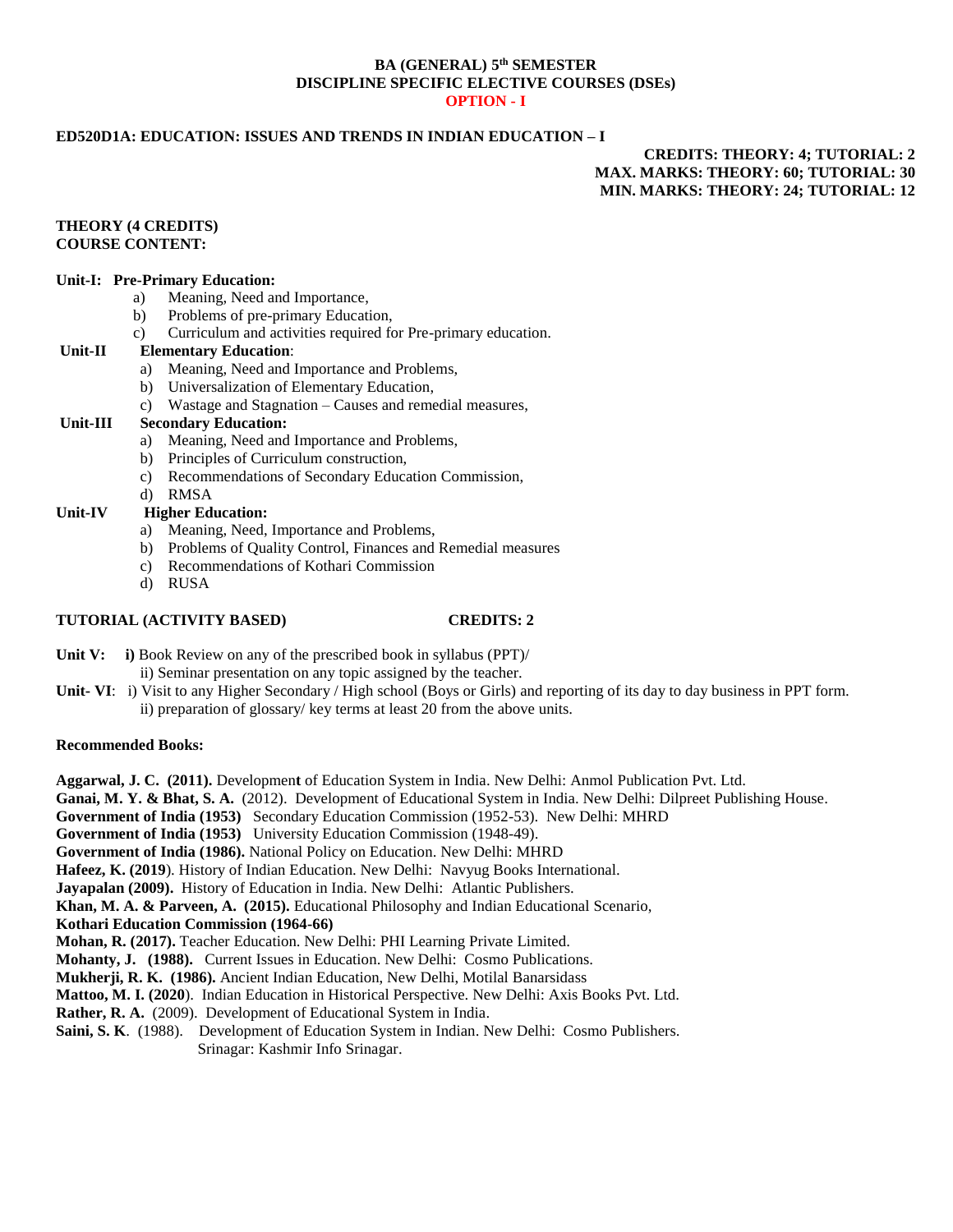**BA (GENERAL) 5th SEMESTER**
**DISCIPLINE SPECIFIC ELECTIVE COURSES (DSEs)**
**OPTION - I**

## ED520D1A: EDUCATION: ISSUES AND TRENDS IN INDIAN EDUCATION – I

**CREDITS: THEORY: 4; TUTORIAL: 2**
**MAX. MARKS: THEORY: 60; TUTORIAL: 30**
**MIN. MARKS: THEORY: 24; TUTORIAL: 12**

**THEORY (4 CREDITS)**
**COURSE CONTENT:**

**Unit-I: Pre-Primary Education:**

a) Meaning, Need and Importance,
b) Problems of pre-primary Education,
c) Curriculum and activities required for Pre-primary education.

**Unit-II Elementary Education**:

a) Meaning, Need and Importance and Problems,
b) Universalization of Elementary Education,
c) Wastage and Stagnation – Causes and remedial measures,

**Unit-III Secondary Education:**

a) Meaning, Need and Importance and Problems,
b) Principles of Curriculum construction,
c) Recommendations of Secondary Education Commission,
d) RMSA

**Unit-IV Higher Education:**

a) Meaning, Need, Importance and Problems,
b) Problems of Quality Control, Finances and Remedial measures
c) Recommendations of Kothari Commission
d) RUSA

**TUTORIAL (ACTIVITY BASED) CREDITS: 2**

**Unit V:** **i)** Book Review on any of the prescribed book in syllabus (PPT)/
ii) Seminar presentation on any topic assigned by the teacher.

**Unit- VI**: i) Visit to any Higher Secondary / High school (Boys or Girls) and reporting of its day to day business in PPT form.
ii) preparation of glossary/ key terms at least 20 from the above units.

**Recommended Books:**

**Aggarwal, J. C. (2011).** Development of Education System in India. New Delhi: Anmol Publication Pvt. Ltd.
**Ganai, M. Y. & Bhat, S. A.** (2012). Development of Educational System in India. New Delhi: Dilpreet Publishing House.
**Government of India (1953)** Secondary Education Commission (1952-53). New Delhi: MHRD
**Government of India (1953)** University Education Commission (1948-49).
**Government of India (1986).** National Policy on Education. New Delhi: MHRD
**Hafeez, K. (2019**). History of Indian Education. New Delhi: Navyug Books International.
**Jayapalan (2009).** History of Education in India. New Delhi: Atlantic Publishers.
**Khan, M. A. & Parveen, A. (2015).** Educational Philosophy and Indian Educational Scenario,
**Kothari Education Commission (1964-66)**
**Mohan, R. (2017).** Teacher Education. New Delhi: PHI Learning Private Limited.
**Mohanty, J. (1988).** Current Issues in Education. New Delhi: Cosmo Publications.
**Mukherji, R. K. (1986).** Ancient Indian Education, New Delhi, Motilal Banarsidass
**Mattoo, M. I. (2020**). Indian Education in Historical Perspective. New Delhi: Axis Books Pvt. Ltd.
**Rather, R. A.** (2009). Development of Educational System in India.
**Saini, S. K**. (1988). Development of Education System in Indian. New Delhi: Cosmo Publishers.
Srinagar: Kashmir Info Srinagar.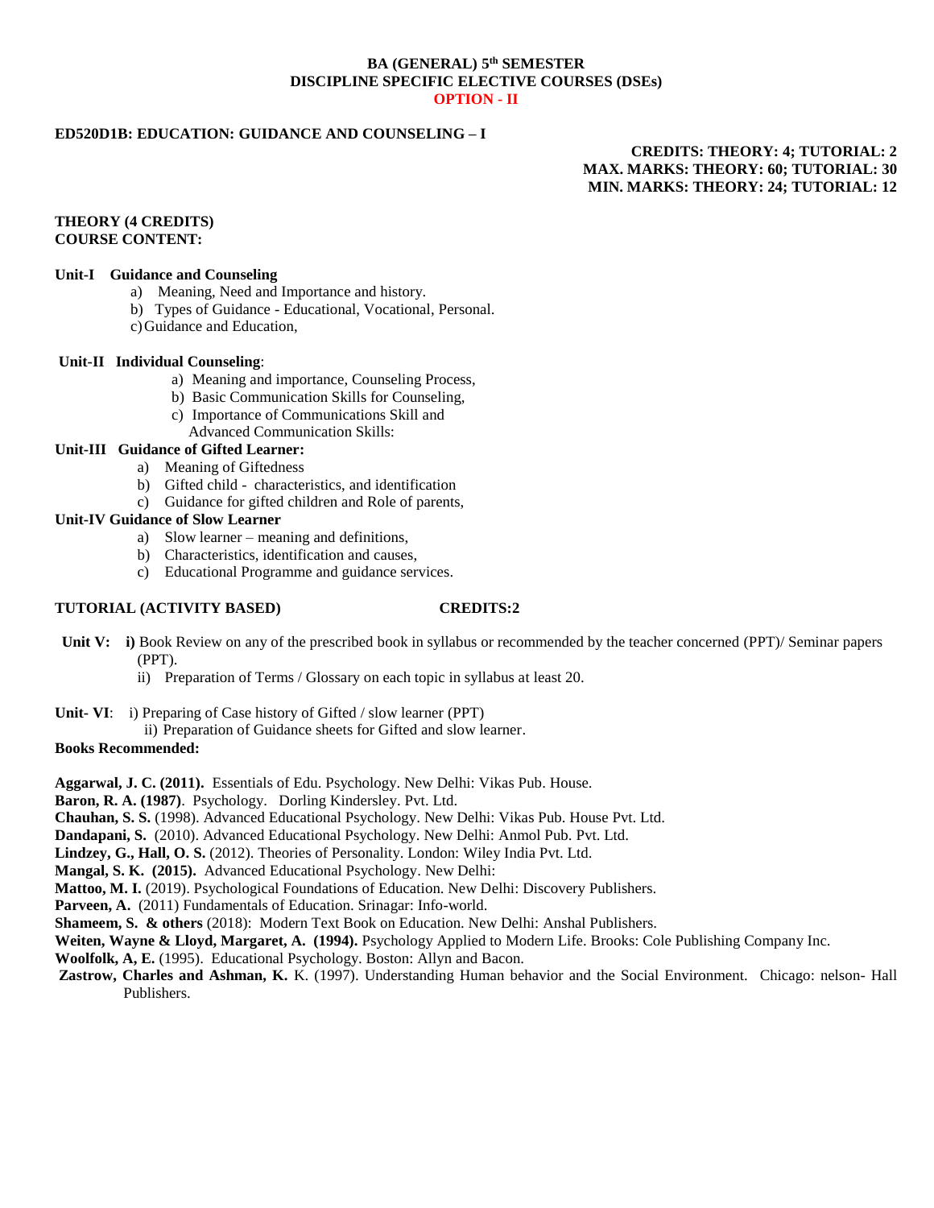**BA (GENERAL) 5th SEMESTER**
**DISCIPLINE SPECIFIC ELECTIVE COURSES (DSEs)**
**OPTION - II**

**ED520D1B: EDUCATION: GUIDANCE AND COUNSELING – I**

**CREDITS: THEORY: 4; TUTORIAL: 2**
**MAX. MARKS: THEORY: 60; TUTORIAL: 30**
**MIN. MARKS: THEORY: 24; TUTORIAL: 12**

**THEORY (4 CREDITS)**
**COURSE CONTENT:**

**Unit-I Guidance and Counseling**

a) Meaning, Need and Importance and history.
b) Types of Guidance - Educational, Vocational, Personal.
c) Guidance and Education,

**Unit-II Individual Counseling**:

a) Meaning and importance, Counseling Process,
b) Basic Communication Skills for Counseling,
c) Importance of Communications Skill and Advanced Communication Skills:

**Unit-III Guidance of Gifted Learner:**

a) Meaning of Giftedness
b) Gifted child - characteristics, and identification
c) Guidance for gifted children and Role of parents,

**Unit-IV Guidance of Slow Learner**

a) Slow learner – meaning and definitions,
b) Characteristics, identification and causes,
c) Educational Programme and guidance services.

**TUTORIAL (ACTIVITY BASED) CREDITS:2**

**Unit V:** **i)** Book Review on any of the prescribed book in syllabus or recommended by the teacher concerned (PPT)/ Seminar papers (PPT).
ii) Preparation of Terms / Glossary on each topic in syllabus at least 20.

**Unit- VI**: i) Preparing of Case history of Gifted / slow learner (PPT)
ii) Preparation of Guidance sheets for Gifted and slow learner.

**Books Recommended:**

**Aggarwal, J. C. (2011).** Essentials of Edu. Psychology. New Delhi: Vikas Pub. House.
**Baron, R. A. (1987)**. Psychology. Dorling Kindersley. Pvt. Ltd.
**Chauhan, S. S.** (1998). Advanced Educational Psychology. New Delhi: Vikas Pub. House Pvt. Ltd.
**Dandapani, S.** (2010). Advanced Educational Psychology. New Delhi: Anmol Pub. Pvt. Ltd.
**Lindzey, G., Hall, O. S.** (2012). Theories of Personality. London: Wiley India Pvt. Ltd.
**Mangal, S. K. (2015).** Advanced Educational Psychology. New Delhi:
**Mattoo, M. I.** (2019). Psychological Foundations of Education. New Delhi: Discovery Publishers.
**Parveen, A.** (2011) Fundamentals of Education. Srinagar: Info-world.
**Shameem, S. & others** (2018): Modern Text Book on Education. New Delhi: Anshal Publishers.
**Weiten, Wayne & Lloyd, Margaret, A. (1994).** Psychology Applied to Modern Life. Brooks: Cole Publishing Company Inc.
**Woolfolk, A, E.** (1995). Educational Psychology. Boston: Allyn and Bacon.
**Zastrow, Charles and Ashman, K.** K. (1997). Understanding Human behavior and the Social Environment. Chicago: nelson- Hall Publishers.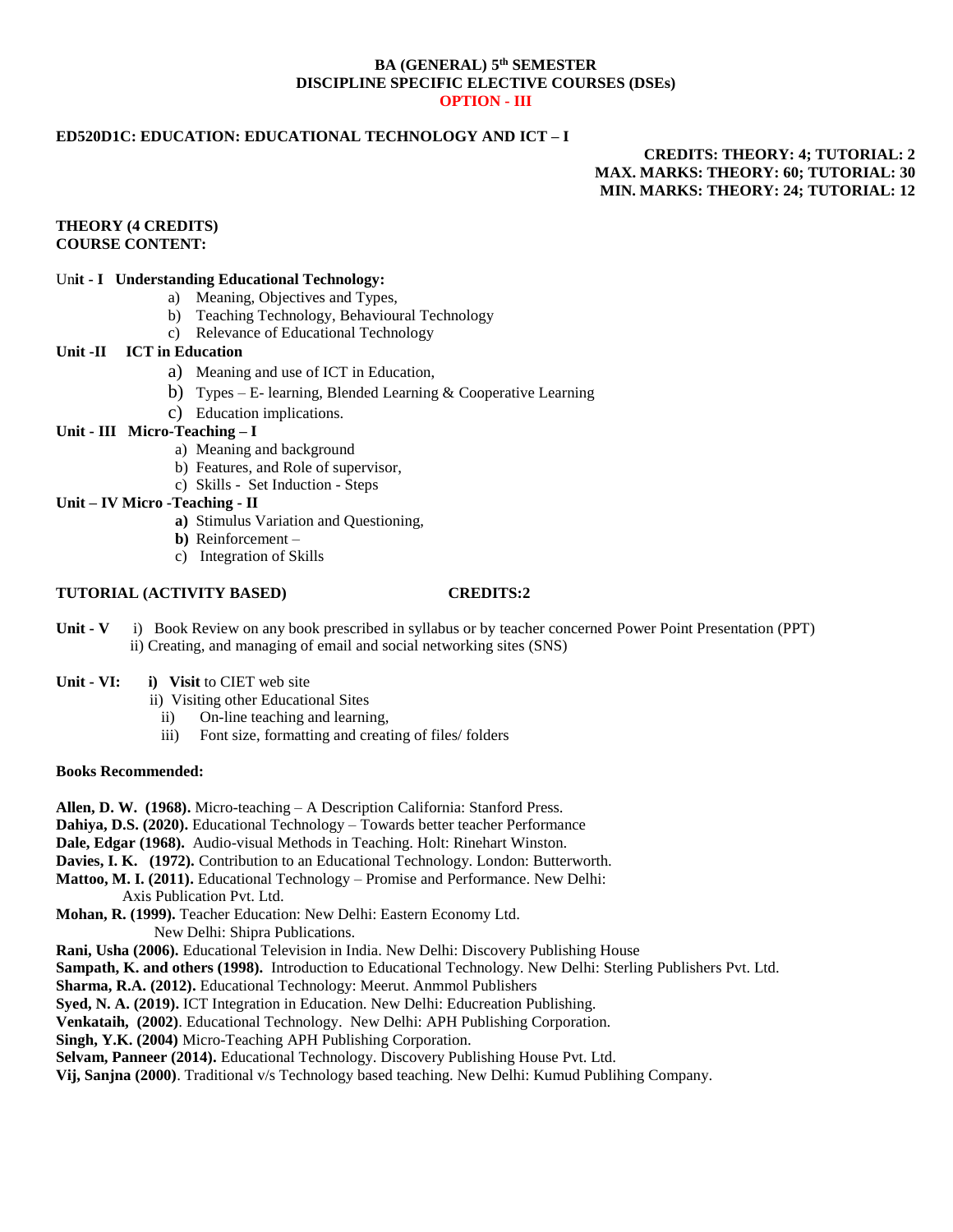**BA (GENERAL) 5th SEMESTER**
**DISCIPLINE SPECIFIC ELECTIVE COURSES (DSEs)**
**OPTION - III**

**ED520D1C: EDUCATION: EDUCATIONAL TECHNOLOGY AND ICT – I**

**CREDITS: THEORY: 4; TUTORIAL: 2**
**MAX. MARKS: THEORY: 60; TUTORIAL: 30**
**MIN. MARKS: THEORY: 24; TUTORIAL: 12**

**THEORY (4 CREDITS)**
**COURSE CONTENT:**

Un**it - I Understanding Educational Technology:**

a) Meaning, Objectives and Types,
b) Teaching Technology, Behavioural Technology
c) Relevance of Educational Technology

**Unit -II ICT in Education**

a) Meaning and use of ICT in Education,
b) Types – E- learning, Blended Learning & Cooperative Learning
c) Education implications.

**Unit - III Micro-Teaching – I**

a) Meaning and background
b) Features, and Role of supervisor,
c) Skills - Set Induction - Steps

**Unit – IV Micro -Teaching - II**

**a)** Stimulus Variation and Questioning,
**b)** Reinforcement –
c) Integration of Skills

**TUTORIAL (ACTIVITY BASED) CREDITS:2**

**Unit - V** i) Book Review on any book prescribed in syllabus or by teacher concerned Power Point Presentation (PPT)
ii) Creating, and managing of email and social networking sites (SNS)

**Unit - VI:** **i) Visit** to CIET web site
ii) Visiting other Educational Sites
ii) On-line teaching and learning,
iii) Font size, formatting and creating of files/ folders

**Books Recommended:**

**Allen, D. W. (1968).** Micro-teaching – A Description California: Stanford Press.
**Dahiya, D.S. (2020).** Educational Technology – Towards better teacher Performance
**Dale, Edgar (1968).** Audio-visual Methods in Teaching. Holt: Rinehart Winston.
**Davies, I. K. (1972).** Contribution to an Educational Technology. London: Butterworth.
**Mattoo, M. I. (2011).** Educational Technology – Promise and Performance. New Delhi: Axis Publication Pvt. Ltd.
**Mohan, R. (1999).** Teacher Education: New Delhi: Eastern Economy Ltd. New Delhi: Shipra Publications.
**Rani, Usha (2006).** Educational Television in India. New Delhi: Discovery Publishing House
**Sampath, K. and others (1998).** Introduction to Educational Technology. New Delhi: Sterling Publishers Pvt. Ltd.
**Sharma, R.A. (2012).** Educational Technology: Meerut. Anmmol Publishers
**Syed, N. A. (2019).** ICT Integration in Education. New Delhi: Educreation Publishing.
**Venkataih, (2002)**. Educational Technology. New Delhi: APH Publishing Corporation.
**Singh, Y.K. (2004)** Micro-Teaching APH Publishing Corporation.
**Selvam, Panneer (2014).** Educational Technology. Discovery Publishing House Pvt. Ltd.
**Vij, Sanjna (2000)**. Traditional v/s Technology based teaching. New Delhi: Kumud Publihing Company.